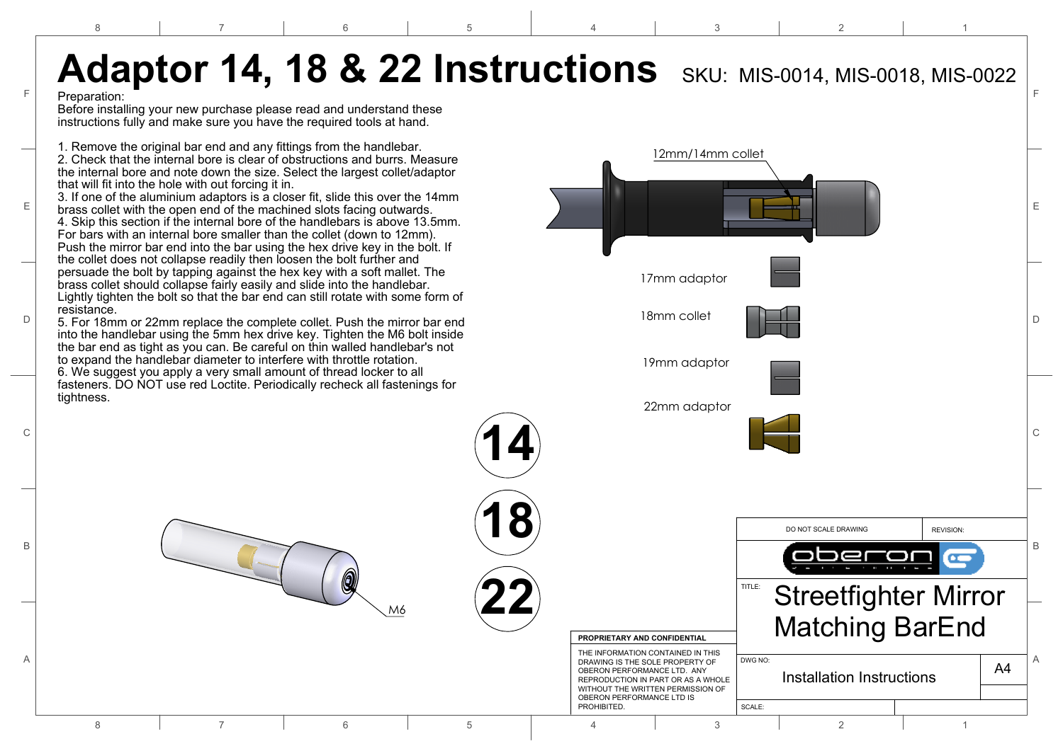# Adaptor 14, 18 & 22 Instructions

SKU: MIS-0014, MIS-0018, MIS-0022

Preparation:
Before installing your new purchase please read and understand these instructions fully and make sure you have the required tools at hand.

1. Remove the original bar end and any fittings from the handlebar.
2. Check that the internal bore is clear of obstructions and burrs. Measure the internal bore and note down the size. Select the largest collet/adaptor that will fit into the hole with out forcing it in.
3. If one of the aluminium adaptors is a closer fit, slide this over the 14mm brass collet with the open end of the machined slots facing outwards.
4. Skip this section if the internal bore of the handlebars is above 13.5mm. For bars with an internal bore smaller than the collet (down to 12mm). Push the mirror bar end into the bar using the hex drive key in the bolt. If the collet does not collapse readily then loosen the bolt further and persuade the bolt by tapping against the hex key with a soft mallet. The brass collet should collapse fairly easily and slide into the handlebar. Lightly tighten the bolt so that the bar end can still rotate with some form of resistance.
5. For 18mm or 22mm replace the complete collet. Push the mirror bar end into the handlebar using the 5mm hex drive key. Tighten the M6 bolt inside the bar end as tight as you can. Be careful on thin walled handlebar's not to expand the handlebar diameter to interfere with throttle rotation.
6. We suggest you apply a very small amount of thread locker to all fasteners. DO NOT use red Loctite. Periodically recheck all fastenings for tightness.

12mm/14mm collet

17mm adaptor

18mm collet

19mm adaptor

22mm adaptor

14

18

22

M6

**PROPRIETARY AND CONFIDENTIAL**

THE INFORMATION CONTAINED IN THIS DRAWING IS THE SOLE PROPERTY OF OBERON PERFORMANCE LTD. ANY REPRODUCTION IN PART OR AS A WHOLE WITHOUT THE WRITTEN PERMISSION OF OBERON PERFORMANCE LTD IS PROHIBITED.

| DO NOT SCALE DRAWING | REVISION: |
|---|---|
| oberon | |
| TITLE: Streetfighter Mirror Matching BarEnd | |
| DWG NO: Installation Instructions | A4 |
| SCALE: | |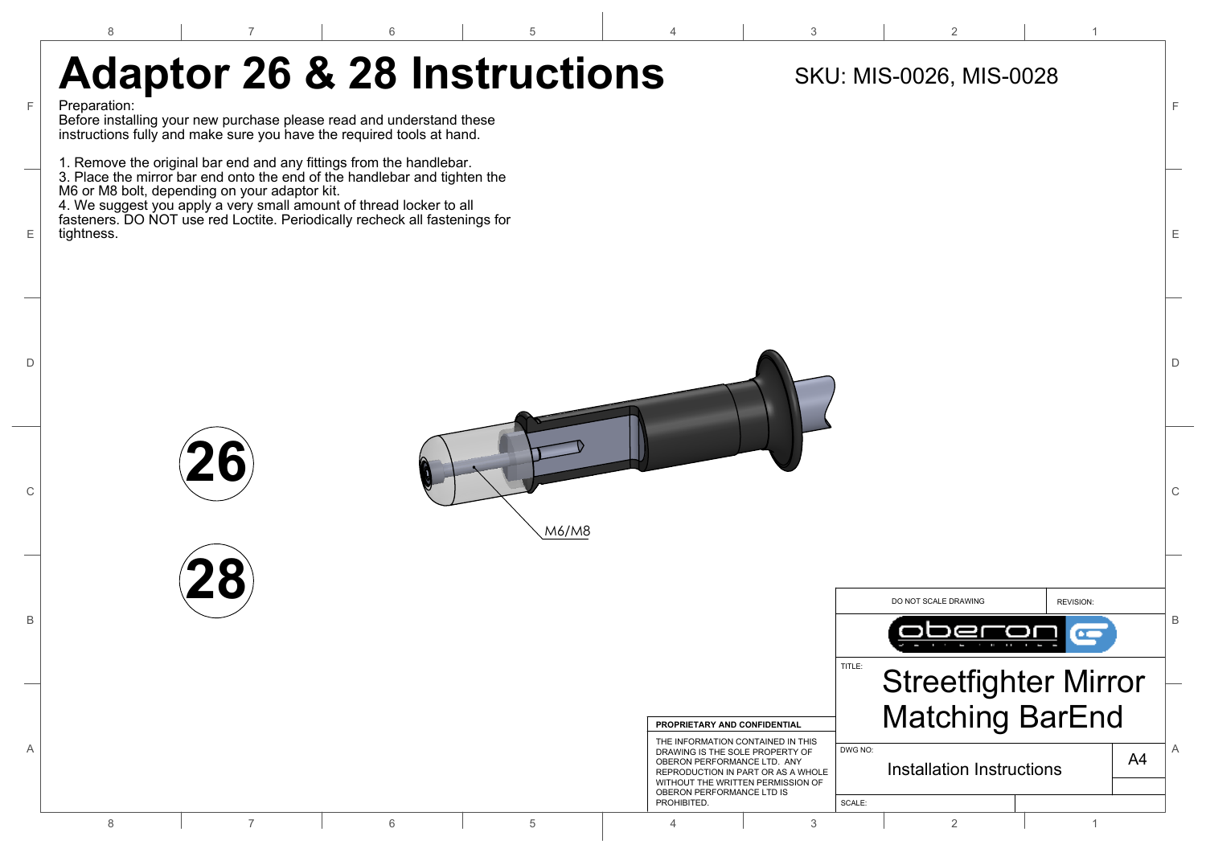# Adaptor 26 & 28 Instructions

SKU: MIS-0026, MIS-0028

Preparation:
Before installing your new purchase please read and understand these instructions fully and make sure you have the required tools at hand.

1. Remove the original bar end and any fittings from the handlebar.
3. Place the mirror bar end onto the end of the handlebar and tighten the M6 or M8 bolt, depending on your adaptor kit.
4. We suggest you apply a very small amount of thread locker to all fasteners. DO NOT use red Loctite. Periodically recheck all fastenings for tightness.

**26**

**28**

M6/M8

DO NOT SCALE DRAWING

REVISION:

oberon

TITLE: Streetfighter Mirror Matching BarEnd

**PROPRIETARY AND CONFIDENTIAL**

THE INFORMATION CONTAINED IN THIS DRAWING IS THE SOLE PROPERTY OF OBERON PERFORMANCE LTD. ANY REPRODUCTION IN PART OR AS A WHOLE WITHOUT THE WRITTEN PERMISSION OF OBERON PERFORMANCE LTD IS PROHIBITED.

DWG NO: Installation Instructions

A4

SCALE: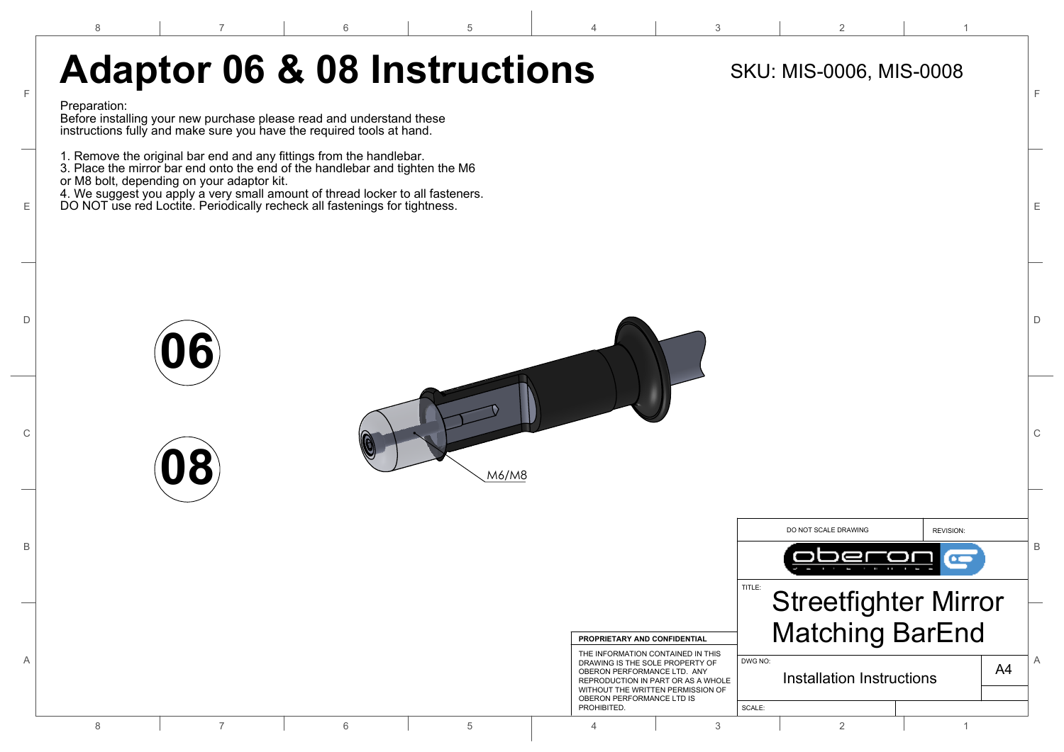# Adaptor 06 & 08 Instructions

SKU: MIS-0006, MIS-0008

Preparation:
Before installing your new purchase please read and understand these instructions fully and make sure you have the required tools at hand.

1. Remove the original bar end and any fittings from the handlebar.
3. Place the mirror bar end onto the end of the handlebar and tighten the M6 or M8 bolt, depending on your adaptor kit.
4. We suggest you apply a very small amount of thread locker to all fasteners. DO NOT use red Loctite. Periodically recheck all fastenings for tightness.

**06**

**08**

M6/M8

DO NOT SCALE DRAWING

REVISION:

**PROPRIETARY AND CONFIDENTIAL**

THE INFORMATION CONTAINED IN THIS DRAWING IS THE SOLE PROPERTY OF OBERON PERFORMANCE LTD. ANY REPRODUCTION IN PART OR AS A WHOLE WITHOUT THE WRITTEN PERMISSION OF OBERON PERFORMANCE LTD IS PROHIBITED.

TITLE: Streetfighter Mirror Matching BarEnd

DWG NO: Installation Instructions

A4

SCALE: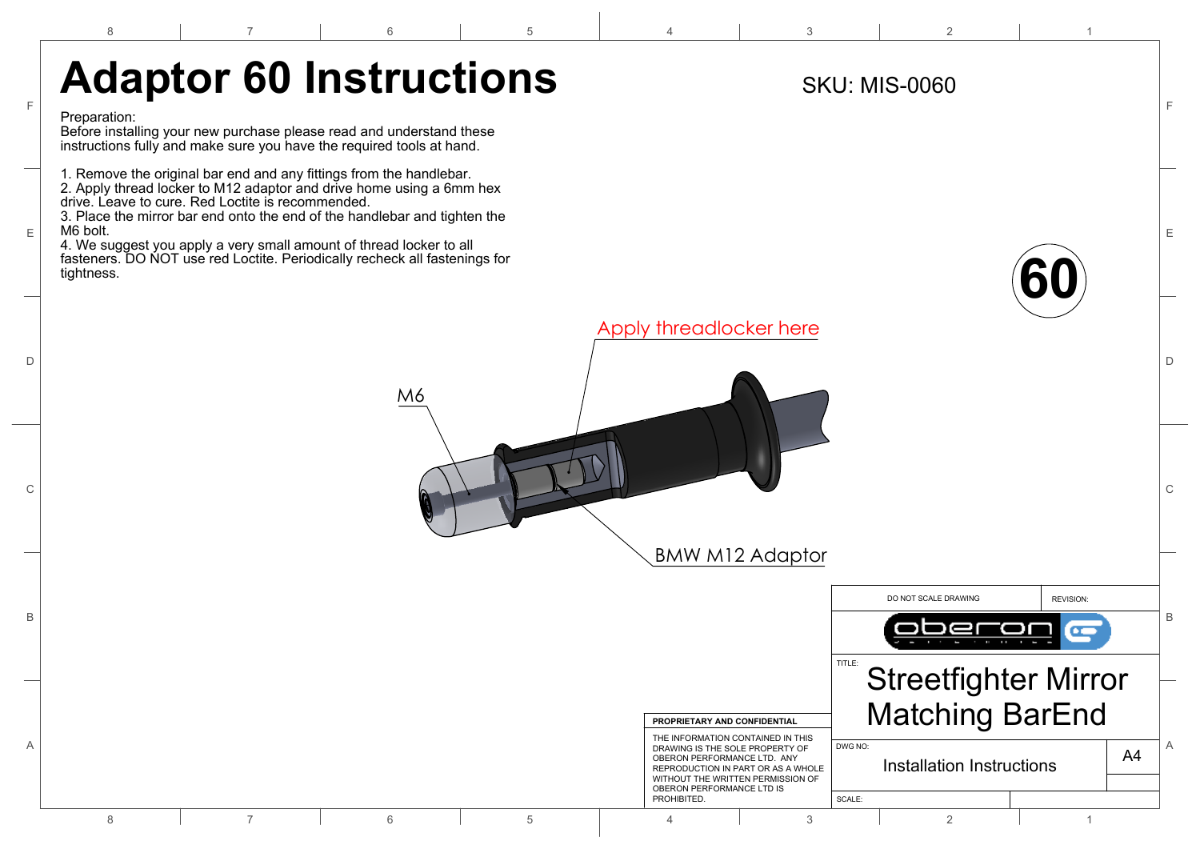# Adaptor 60 Instructions

SKU: MIS-0060

Preparation:
Before installing your new purchase please read and understand these instructions fully and make sure you have the required tools at hand.

1. Remove the original bar end and any fittings from the handlebar.
2. Apply thread locker to M12 adaptor and drive home using a 6mm hex drive. Leave to cure. Red Loctite is recommended.
3. Place the mirror bar end onto the end of the handlebar and tighten the M6 bolt.
4. We suggest you apply a very small amount of thread locker to all fasteners. DO NOT use red Loctite. Periodically recheck all fastenings for tightness.

60

Apply threadlocker here

M6

BMW M12 Adaptor

DO NOT SCALE DRAWING

REVISION:

PROPRIETARY AND CONFIDENTIAL

THE INFORMATION CONTAINED IN THIS DRAWING IS THE SOLE PROPERTY OF OBERON PERFORMANCE LTD. ANY REPRODUCTION IN PART OR AS A WHOLE WITHOUT THE WRITTEN PERMISSION OF OBERON PERFORMANCE LTD IS PROHIBITED.

TITLE: Streetfighter Mirror Matching BarEnd

DWG NO: Installation Instructions

A4

SCALE: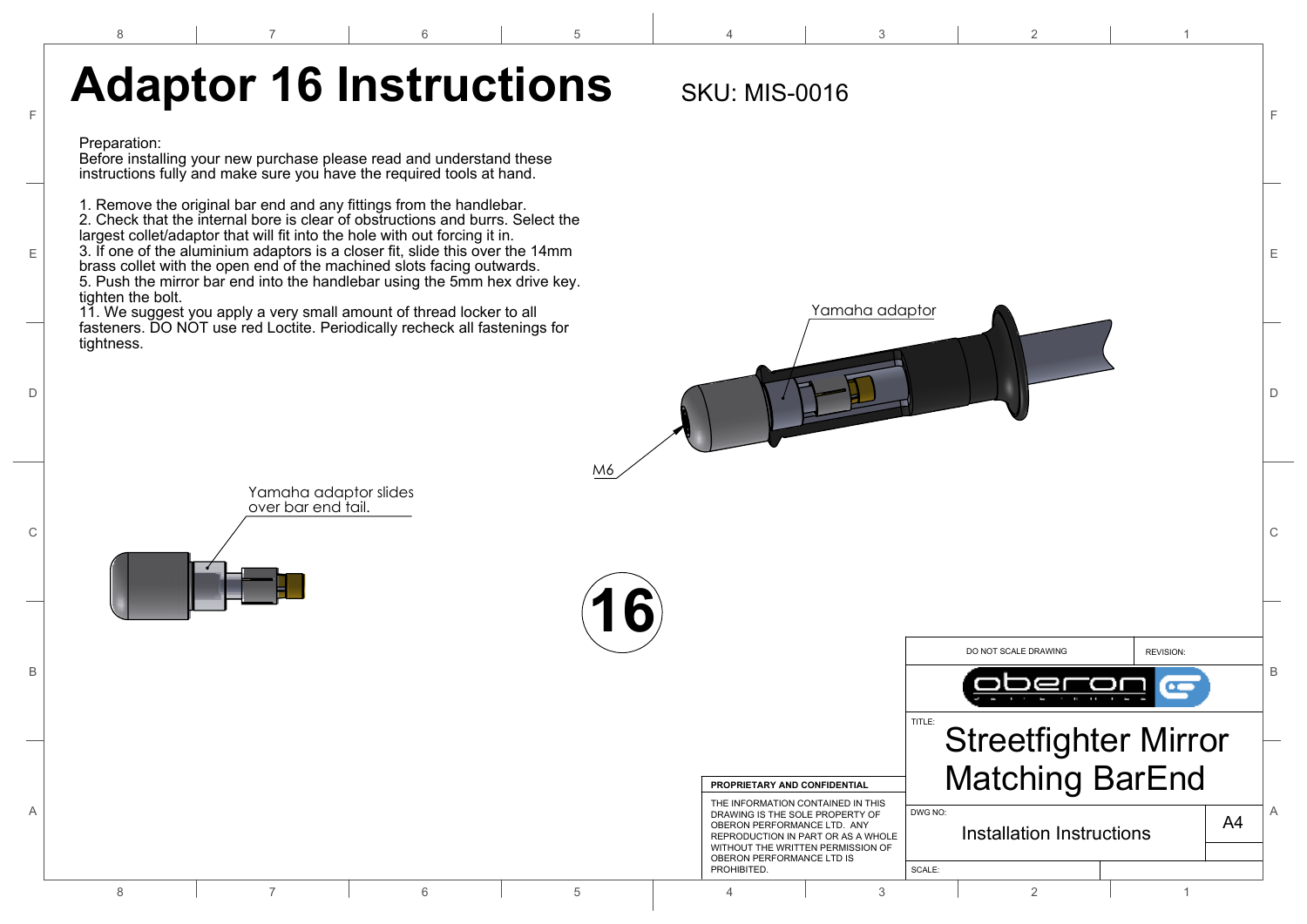# Adaptor 16 Instructions

SKU: MIS-0016

Preparation:
Before installing your new purchase please read and understand these instructions fully and make sure you have the required tools at hand.

1. Remove the original bar end and any fittings from the handlebar.
2. Check that the internal bore is clear of obstructions and burrs. Select the largest collet/adaptor that will fit into the hole with out forcing it in.
3. If one of the aluminium adaptors is a closer fit, slide this over the 14mm brass collet with the open end of the machined slots facing outwards.
5. Push the mirror bar end into the handlebar using the 5mm hex drive key. tighten the bolt.
11. We suggest you apply a very small amount of thread locker to all fasteners. DO NOT use red Loctite. Periodically recheck all fastenings for tightness.

Yamaha adaptor

M6

Yamaha adaptor slides over bar end tail.

16

DO NOT SCALE DRAWING

REVISION:

oberon

TITLE: Streetfighter Mirror Matching BarEnd

PROPRIETARY AND CONFIDENTIAL

THE INFORMATION CONTAINED IN THIS DRAWING IS THE SOLE PROPERTY OF OBERON PERFORMANCE LTD. ANY REPRODUCTION IN PART OR AS A WHOLE WITHOUT THE WRITTEN PERMISSION OF OBERON PERFORMANCE LTD IS PROHIBITED.

DWG NO: Installation Instructions

A4

SCALE: